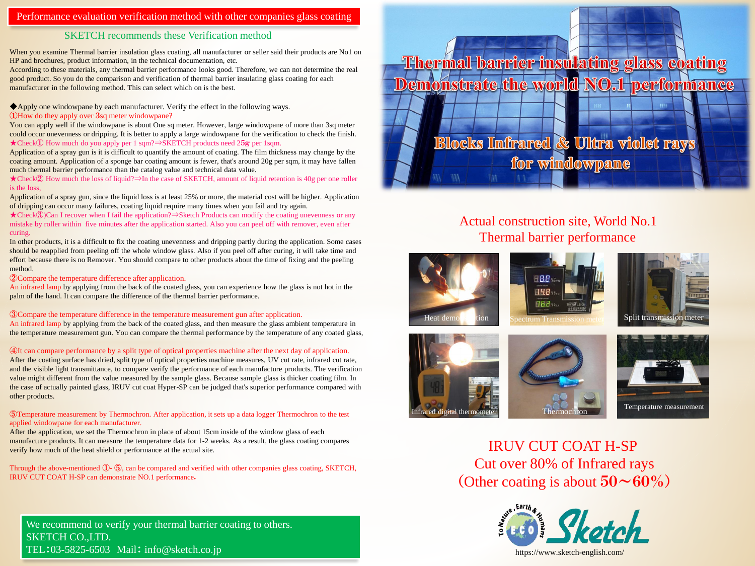# Performance evaluation verification method with other companies glass coating

## SKETCH recommends these Verification method

When you examine Thermal barrier insulation glass coating, all manufacturer or seller said their products are No1 on HP and brochures, product information, in the technical documentation, etc.
According to these materials, any thermal barrier performance looks good. Therefore, we can not determine the real good product. So you do the comparison and verification of thermal barrier insulating glass coating for each manufacturer in the following method. This can select which on is the best.

◆Apply one windowpane by each manufacturer. Verify the effect in the following ways.

①How do they apply over 3sq meter windowpane?
You can apply well if the windowpane is about One sq meter. However, large windowpane of more than 3sq meter could occur unevenness or dripping. It is better to apply a large windowpane for the verification to check the finish.

★Check① How much do you apply per 1 sqm?⇒SKETCH products need 25g per 1sqm.
Application of a spray gun is it is difficult to quantify the amount of coating. The film thickness may change by the coating amount. Application of a sponge bar coating amount is fewer, that's around 20g per sqm, it may have fallen much thermal barrier performance than the catalog value and technical data value.

★Check② How much the loss of liquid?⇒In the case of SKETCH, amount of liquid retention is 40g per one roller is the loss,
Application of a spray gun, since the liquid loss is at least 25% or more, the material cost will be higher. Application of dripping can occur many failures, coating liquid require many times when you fail and try again.

★Check③)Can I recover when I fail the application?⇒Sketch Products can modify the coating unevenness or any mistake by roller within five minutes after the application started. Also you can peel off with remover, even after curing.
In other products, it is a difficult to fix the coating unevenness and dripping partly during the application. Some cases should be reapplied from peeling off the whole window glass. Also if you peel off after curing, it will take time and effort because there is no Remover. You should compare to other products about the time of fixing and the peeling method.

②Compare the temperature difference after application.
An infrared lamp by applying from the back of the coated glass, you can experience how the glass is not hot in the palm of the hand. It can compare the difference of the thermal barrier performance.

③Compare the temperature difference in the temperature measurement gun after application.
An infrared lamp by applying from the back of the coated glass, and then measure the glass ambient temperature in the temperature measurement gun. You can compare the thermal performance by the temperature of any coated glass,

④It can compare performance by a split type of optical properties machine after the next day of application.
After the coating surface has dried, split type of optical properties machine measures, UV cut rate, infrared cut rate, and the visible light transmittance, to compare verify the performance of each manufacture products. The verification value might different from the value measured by the sample glass. Because sample glass is thicker coating film. In the case of actually painted glass, IRUV cut coat Hyper-SP can be judged that's superior performance compared with other products.

⑤Temperature measurement by Thermochron. After application, it sets up a data logger Thermochron to the test applied windowpane for each manufacturer.
After the application, we set the Thermochron in place of about 15cm inside of the window glass of each manufacture products. It can measure the temperature data for 1-2 weeks. As a result, the glass coating compares verify how much of the heat shield or performance at the actual site.

Through the above-mentioned ①- ⑤, can be compared and verified with other companies glass coating, SKETCH, IRUV CUT COAT H-SP can demonstrate NO.1 performance.

We recommend to verify your thermal barrier coating to others.
SKETCH CO.,LTD.
TEL：03-5825-6503 Mail：info@sketch.co.jp

# Thermal barrier insulating glass coating Demonstrate the world NO.1 performance

## Blocks Infrared & Ultra violet rays for windowpane

## Actual construction site, World No.1 Thermal barrier performance

Heat demonstration

Spectrum Transmission meter

Split transmission meter

Infrared digital thermometer

Thermochron

Temperature measurement

## IRUV CUT COAT H-SP
## Cut over 80% of Infrared rays
## （Other coating is about 50～60%）

To Nature, Earth & Humans ECO Sketch

https://www.sketch-english.com/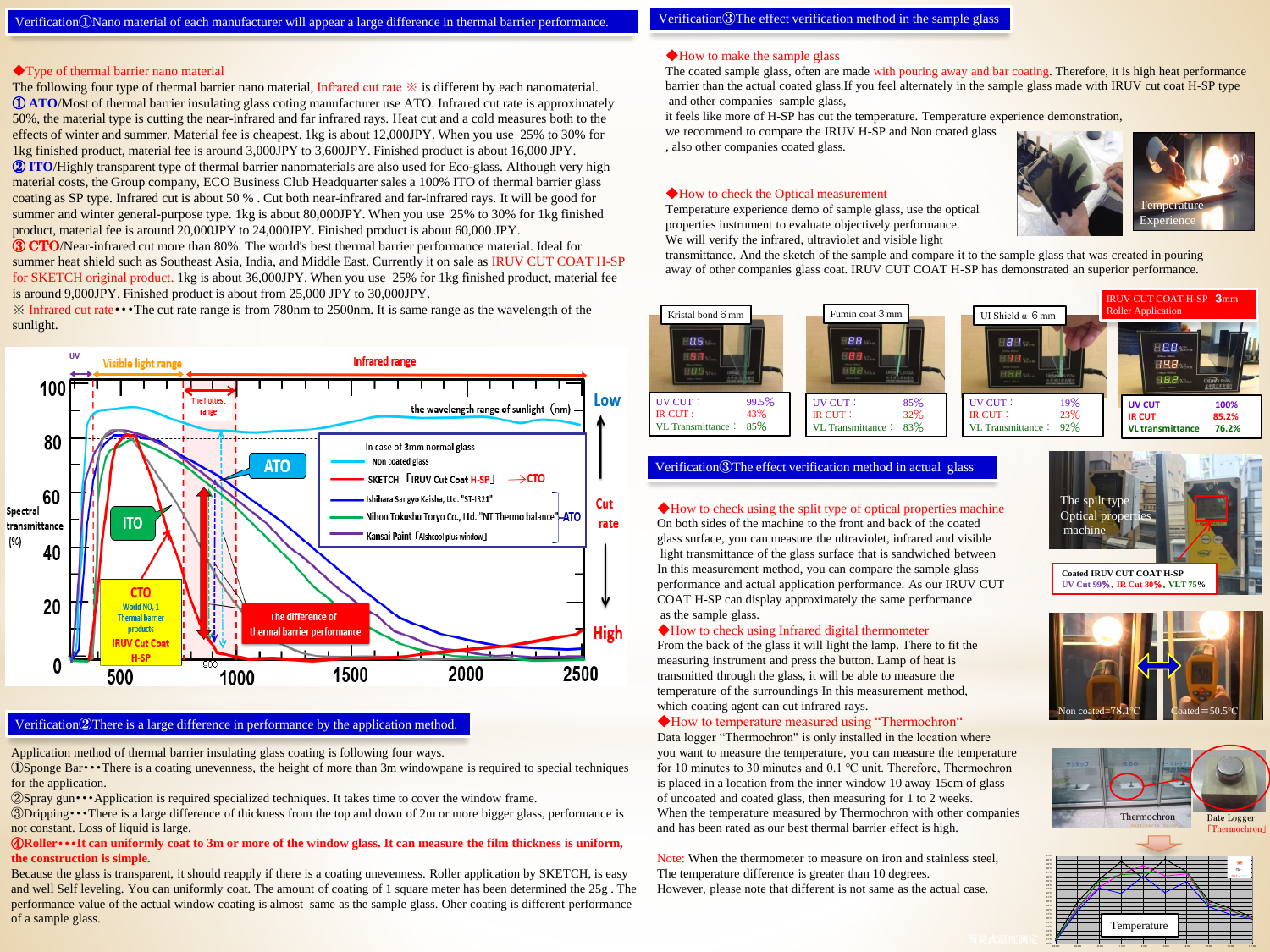## Verification①Nano material of each manufacturer will appear a large difference in thermal barrier performance.

◆Type of thermal barrier nano material

The following four type of thermal barrier nano material, Infrared cut rate ※ is different by each nanomaterial.

**① ATO**/Most of thermal barrier insulating glass coting manufacturer use ATO. Infrared cut rate is approximately 50%, the material type is cutting the near-infrared and far infrared rays. Heat cut and a cold measures both to the effects of winter and summer. Material fee is cheapest. 1kg is about 12,000JPY. When you use 25% to 30% for 1kg finished product, material fee is around 3,000JPY to 3,600JPY. Finished product is about 16,000 JPY.

**② ITO**/Highly transparent type of thermal barrier nanomaterials are also used for Eco-glass. Although very high material costs, the Group company, ECO Business Club Headquarter sales a 100% ITO of thermal barrier glass coating as SP type. Infrared cut is about 50 % . Cut both near-infrared and far-infrared rays. It will be good for summer and winter general-purpose type. 1kg is about 80,000JPY. When you use 25% to 30% for 1kg finished product, material fee is around 20,000JPY to 24,000JPY. Finished product is about 60,000 JPY.

**③ CTO**/Near-infrared cut more than 80%. The world's best thermal barrier performance material. Ideal for summer heat shield such as Southeast Asia, India, and Middle East. Currently it on sale as IRUV CUT COAT H-SP for SKETCH original product. 1kg is about 36,000JPY. When you use 25% for 1kg finished product, material fee is around 9,000JPY. Finished product is about from 25,000 JPY to 30,000JPY.

※ Infrared cut rate•••The cut rate range is from 780nm to 2500nm. It is same range as the wavelength of the sunlight.

UV
Visible light range
Infrared range
The hottest range
the wavelength range of sunlight (nm)
Low
Cut rate
High
Spectral transmittance (%)
100
80
60
40
20
0
500
900
1000
1500
2000
2500
ATO
ITO
CTO
World NO. 1 Thermal barrier products
IRUV Cut Coat H-SP
The difference of thermal barrier performance
In case of 3mm normal glass
Non coated glass
SKETCH 「IRUV Cut Coat H-SP」 → CTO
Ishihara Sangyo Kaisha, Ltd. "ST-IR21"
Nihon Tokushu Toryo Co., Ltd. "NT Thermo balance" → ATO
Kansai Paint 「Alshcool plus window」

## Verification②There is a large difference in performance by the application method.

Application method of thermal barrier insulating glass coating is following four ways.

①Sponge Bar•••There is a coating unevenness, the height of more than 3m windowpane is required to special techniques for the application.

②Spray gun•••Application is required specialized techniques. It takes time to cover the window frame.

③Dripping•••There is a large difference of thickness from the top and down of 2m or more bigger glass, performance is not constant. Loss of liquid is large.

**④Roller•••It can uniformly coat to 3m or more of the window glass. It can measure the film thickness is uniform, the construction is simple.**

Because the glass is transparent, it should reapply if there is a coating unevenness. Roller application by SKETCH, is easy and well Self leveling. You can uniformly coat. The amount of coating of 1 square meter has been determined the 25g . The performance value of the actual window coating is almost same as the sample glass. Oher coating is different performance of a sample glass.

## Verification③The effect verification method in the sample glass

◆How to make the sample glass

The coated sample glass, often are made with pouring away and bar coating. Therefore, it is high heat performance barrier than the actual coated glass.If you feel alternately in the sample glass made with IRUV cut coat H-SP type and other companies sample glass, it feels like more of H-SP has cut the temperature. Temperature experience demonstration, we recommend to compare the IRUV H-SP and Non coated glass , also other companies coated glass.

Temperature Experience

◆How to check the Optical measurement

Temperature experience demo of sample glass, use the optical properties instrument to evaluate objectively performance. We will verify the infrared, ultraviolet and visible light transmittance. And the sketch of the sample and compare it to the sample glass that was created in pouring away of other companies glass coat. IRUV CUT COAT H-SP has demonstrated an superior performance.

| | Kristal bond 6 mm | Fumin coat 3 mm | UI Shield α 6 mm | IRUV CUT COAT H-SP 3mm Roller Application |
|---|---|---|---|---|
| UV CUT | 99.5% | 85% | 19% | 100% |
| IR CUT | 43% | 32% | 23% | 85.2% |
| VL Transmittance | 85% | 83% | 92% | 76.2% |

## Verification③The effect verification method in actual glass

◆How to check using the split type of optical properties machine

On both sides of the machine to the front and back of the coated glass surface, you can measure the ultraviolet, infrared and visible light transmittance of the glass surface that is sandwiched between In this measurement method, you can compare the sample glass performance and actual application performance. As our IRUV CUT COAT H-SP can display approximately the same performance as the sample glass.

The split type Optical properties machine

Coated IRUV CUT COAT H-SP
UV Cut 99%、IR Cut 80%、VLT 75%

◆How to check using Infrared digital thermometer

From the back of the glass it will light the lamp. There to fit the measuring instrument and press the button. Lamp of heat is transmitted through the glass, it will be able to measure the temperature of the surroundings In this measurement method, which coating agent can cut infrared rays.

Non coated=78.1℃
Coated=50.5℃

◆How to temperature measured using "Thermochron"

Data logger "Thermochron" is only installed in the location where you want to measure the temperature, you can measure the temperature for 10 minutes to 30 minutes and 0.1 ℃ unit. Therefore, Thermochron is placed in a location from the inner window 10 away 15cm of glass of uncoated and coated glass, then measuring for 1 to 2 weeks. When the temperature measured by Thermochron with other companies and has been rated as our best thermal barrier effect is high.

Thermochron
Date Logger 「Thermochron」
Temperature

Note: When the thermometer to measure on iron and stainless steel, The temperature difference is greater than 10 degrees. However, please note that different is not same as the actual case.